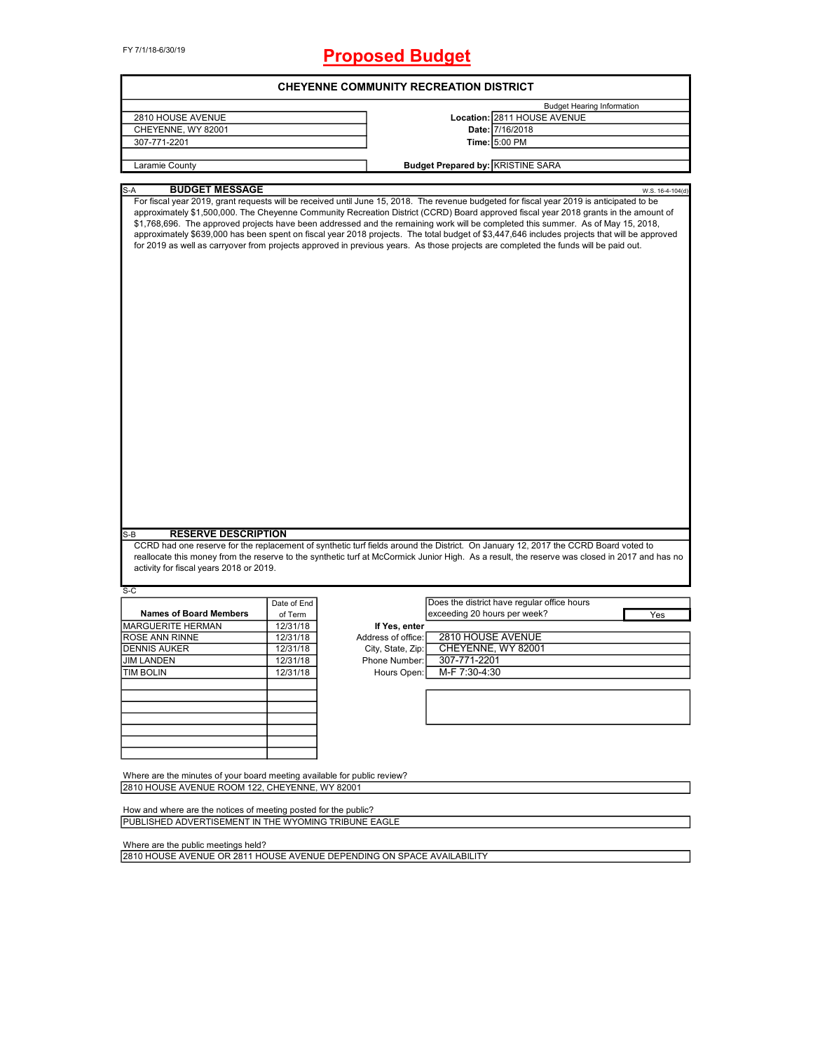FY 7/1/18-6/30/19

# Proposed Budget

## CHEYENNE COMMUNITY RECREATION DISTRICT

| | | |
|---|---|---|
| 2810 HOUSE AVENUE | | Budget Hearing Information |
| CHEYENNE, WY 82001 | **Location:** | 2811 HOUSE AVENUE |
| 307-771-2201 | **Date:** | 7/16/2018 |
| | **Time:** | 5:00 PM |
| Laramie County | **Budget Prepared by:** | KRISTINE SARA |

### S-A BUDGET MESSAGE

W.S. 16-4-104(d)

For fiscal year 2019, grant requests will be received until June 15, 2018. The revenue budgeted for fiscal year 2019 is anticipated to be approximately $1,500,000. The Cheyenne Community Recreation District (CCRD) Board approved fiscal year 2018 grants in the amount of $1,768,696. The approved projects have been addressed and the remaining work will be completed this summer. As of May 15, 2018, approximately $639,000 has been spent on fiscal year 2018 projects. The total budget of $3,447,646 includes projects that will be approved for 2019 as well as carryover from projects approved in previous years. As those projects are completed the funds will be paid out.

### S-B RESERVE DESCRIPTION

CCRD had one reserve for the replacement of synthetic turf fields around the District. On January 12, 2017 the CCRD Board voted to reallocate this money from the reserve to the synthetic turf at McCormick Junior High. As a result, the reserve was closed in 2017 and has no activity for fiscal years 2018 or 2019.

S-C

| Names of Board Members | Date of End of Term |
|---|---|
| MARGUERITE HERMAN | 12/31/18 |
| ROSE ANN RINNE | 12/31/18 |
| DENNIS AUKER | 12/31/18 |
| JIM LANDEN | 12/31/18 |
| TIM BOLIN | 12/31/18 |

| | |
|---|---|
| Does the district have regular office hours exceeding 20 hours per week? | Yes |
| **If Yes, enter** | |
| Address of office: | 2810 HOUSE AVENUE |
| City, State, Zip: | CHEYENNE, WY 82001 |
| Phone Number: | 307-771-2201 |
| Hours Open: | M-F 7:30-4:30 |

Where are the minutes of your board meeting available for public review?
2810 HOUSE AVENUE ROOM 122, CHEYENNE, WY 82001

How and where are the notices of meeting posted for the public?
PUBLISHED ADVERTISEMENT IN THE WYOMING TRIBUNE EAGLE

Where are the public meetings held?
2810 HOUSE AVENUE OR 2811 HOUSE AVENUE DEPENDING ON SPACE AVAILABILITY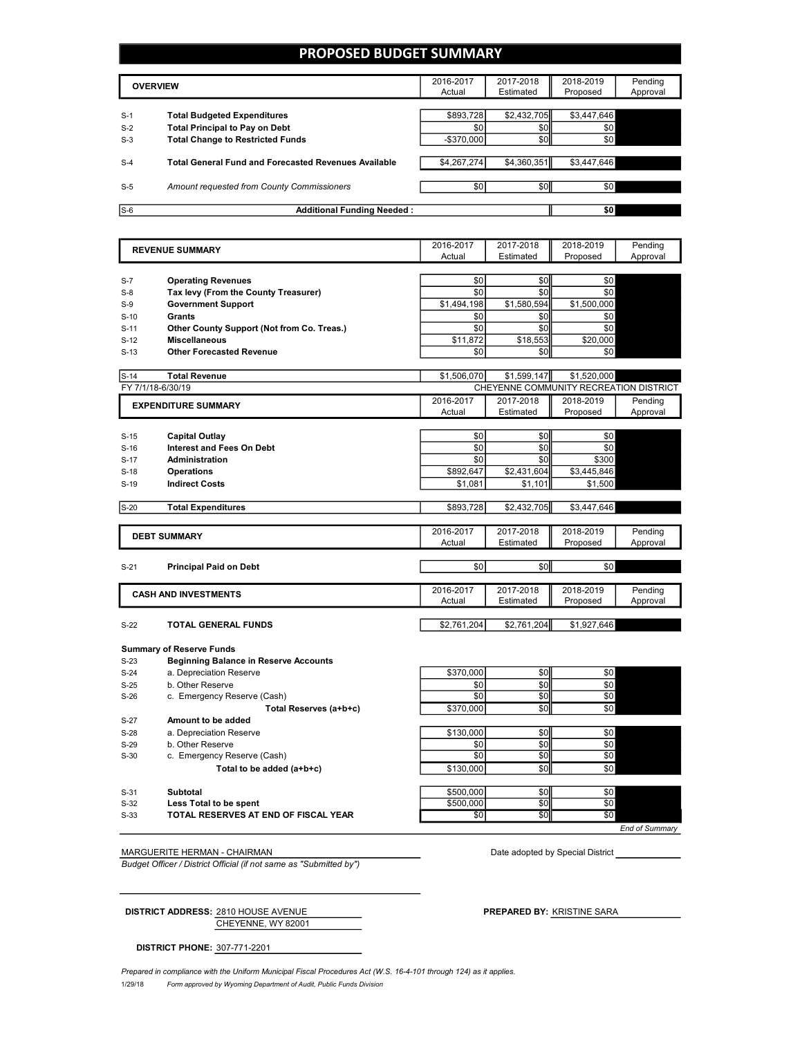# PROPOSED BUDGET SUMMARY

| | OVERVIEW | 2016-2017 Actual | 2017-2018 Estimated | 2018-2019 Proposed | Pending Approval |
|---|---|---|---|---|---|
| S-1 | **Total Budgeted Expenditures** | $893,728 | $2,432,705 | $3,447,646 | |
| S-2 | **Total Principal to Pay on Debt** | $0 | $0 | $0 | |
| S-3 | **Total Change to Restricted Funds** | -$370,000 | $0 | $0 | |
| S-4 | **Total General Fund and Forecasted Revenues Available** | $4,267,274 | $4,360,351 | $3,447,646 | |
| S-5 | *Amount requested from County Commissioners* | $0 | $0 | $0 | |
| S-6 | **Additional Funding Needed :** | | | $0 | |

| | REVENUE SUMMARY | 2016-2017 Actual | 2017-2018 Estimated | 2018-2019 Proposed | Pending Approval |
|---|---|---|---|---|---|
| S-7 | **Operating Revenues** | $0 | $0 | $0 | |
| S-8 | **Tax levy (From the County Treasurer)** | $0 | $0 | $0 | |
| S-9 | **Government Support** | $1,494,198 | $1,580,594 | $1,500,000 | |
| S-10 | **Grants** | $0 | $0 | $0 | |
| S-11 | **Other County Support (Not from Co. Treas.)** | $0 | $0 | $0 | |
| S-12 | **Miscellaneous** | $11,872 | $18,553 | $20,000 | |
| S-13 | **Other Forecasted Revenue** | $0 | $0 | $0 | |
| S-14 | **Total Revenue** | $1,506,070 | $1,599,147 | $1,520,000 | |

FY 7/1/18-6/30/19 — CHEYENNE COMMUNITY RECREATION DISTRICT

| | EXPENDITURE SUMMARY | 2016-2017 Actual | 2017-2018 Estimated | 2018-2019 Proposed | Pending Approval |
|---|---|---|---|---|---|
| S-15 | **Capital Outlay** | $0 | $0 | $0 | |
| S-16 | **Interest and Fees On Debt** | $0 | $0 | $0 | |
| S-17 | **Administration** | $0 | $0 | $300 | |
| S-18 | **Operations** | $892,647 | $2,431,604 | $3,445,846 | |
| S-19 | **Indirect Costs** | $1,081 | $1,101 | $1,500 | |
| S-20 | **Total Expenditures** | $893,728 | $2,432,705 | $3,447,646 | |

| | DEBT SUMMARY | 2016-2017 Actual | 2017-2018 Estimated | 2018-2019 Proposed | Pending Approval |
|---|---|---|---|---|---|
| S-21 | **Principal Paid on Debt** | $0 | $0 | $0 | |

| | CASH AND INVESTMENTS | 2016-2017 Actual | 2017-2018 Estimated | 2018-2019 Proposed | Pending Approval |
|---|---|---|---|---|---|
| S-22 | **TOTAL GENERAL FUNDS** | $2,761,204 | $2,761,204 | $1,927,646 | |
| | **Summary of Reserve Funds** | | | | |
| S-23 | **Beginning Balance in Reserve Accounts** | | | | |
| S-24 | a. Depreciation Reserve | $370,000 | $0 | $0 | |
| S-25 | b. Other Reserve | $0 | $0 | $0 | |
| S-26 | c. Emergency Reserve (Cash) | $0 | $0 | $0 | |
| | **Total Reserves (a+b+c)** | $370,000 | $0 | $0 | |
| S-27 | **Amount to be added** | | | | |
| S-28 | a. Depreciation Reserve | $130,000 | $0 | $0 | |
| S-29 | b. Other Reserve | $0 | $0 | $0 | |
| S-30 | c. Emergency Reserve (Cash) | $0 | $0 | $0 | |
| | **Total to be added (a+b+c)** | $130,000 | $0 | $0 | |
| S-31 | **Subtotal** | $500,000 | $0 | $0 | |
| S-32 | **Less Total to be spent** | $500,000 | $0 | $0 | |
| S-33 | **TOTAL RESERVES AT END OF FISCAL YEAR** | $0 | $0 | $0 | |

*End of Summary*

MARGUERITE HERMAN - CHAIRMAN

*Budget Officer / District Official (if not same as "Submitted by")*

Date adopted by Special District ____________

**DISTRICT ADDRESS:** 2810 HOUSE AVENUE
CHEYENNE, WY 82001

**PREPARED BY:** KRISTINE SARA

**DISTRICT PHONE:** 307-771-2201

*Prepared in compliance with the Uniform Municipal Fiscal Procedures Act (W.S. 16-4-101 through 124) as it applies.*

1/29/18 *Form approved by Wyoming Department of Audit, Public Funds Division*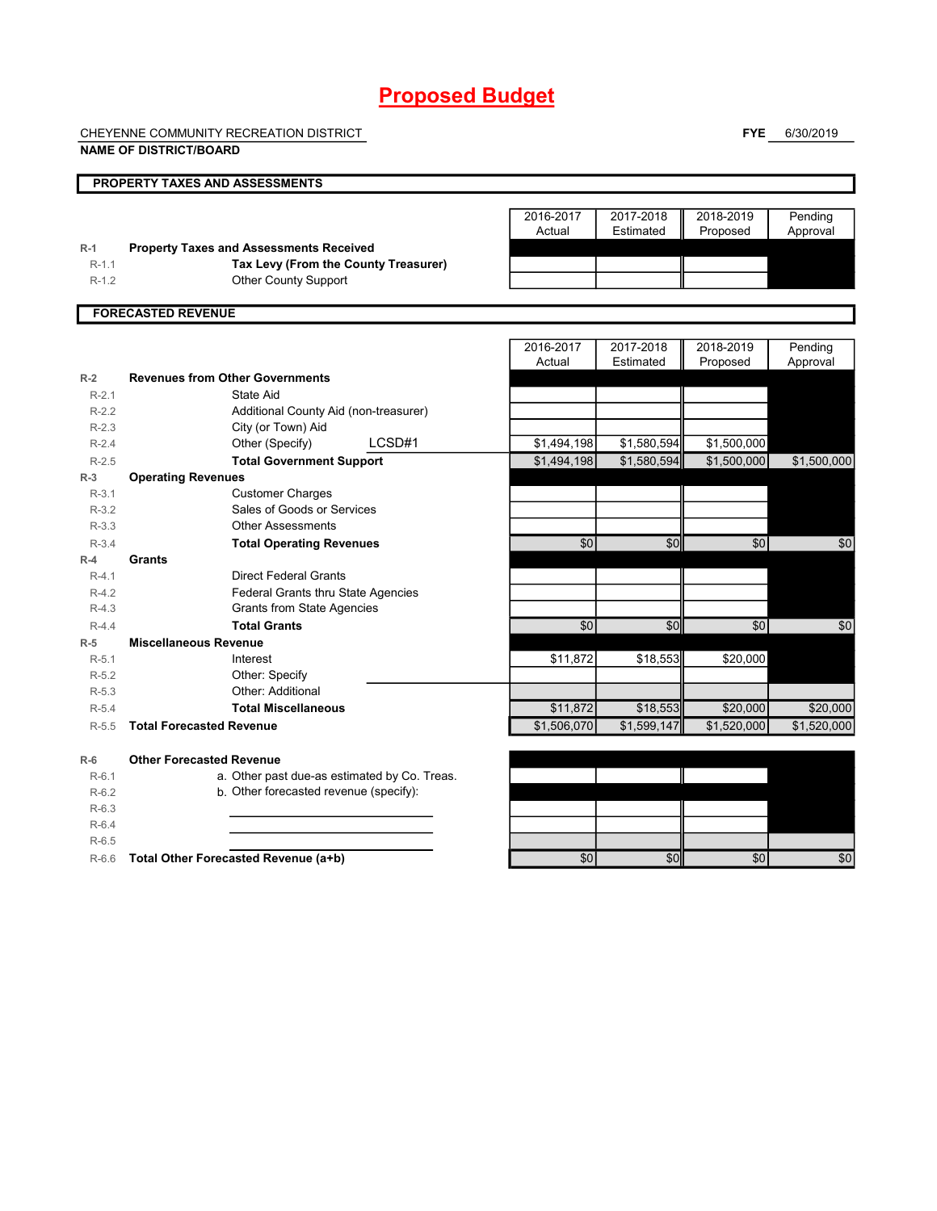# Proposed Budget

CHEYENNE COMMUNITY RECREATION DISTRICT

**NAME OF DISTRICT/BOARD**

**FYE** 6/30/2019

## PROPERTY TAXES AND ASSESSMENTS

| | | 2016-2017 Actual | 2017-2018 Estimated | 2018-2019 Proposed | Pending Approval |
|---|---|---|---|---|---|
| R-1 | **Property Taxes and Assessments Received** | | | | |
| R-1.1 | **Tax Levy (From the County Treasurer)** | | | | |
| R-1.2 | Other County Support | | | | |

## FORECASTED REVENUE

| | | 2016-2017 Actual | 2017-2018 Estimated | 2018-2019 Proposed | Pending Approval |
|---|---|---|---|---|---|
| R-2 | **Revenues from Other Governments** | | | | |
| R-2.1 | State Aid | | | | |
| R-2.2 | Additional County Aid (non-treasurer) | | | | |
| R-2.3 | City (or Town) Aid | | | | |
| R-2.4 | Other (Specify) LCSD#1 | $1,494,198 | $1,580,594 | $1,500,000 | |
| R-2.5 | **Total Government Support** | $1,494,198 | $1,580,594 | $1,500,000 | $1,500,000 |
| R-3 | **Operating Revenues** | | | | |
| R-3.1 | Customer Charges | | | | |
| R-3.2 | Sales of Goods or Services | | | | |
| R-3.3 | Other Assessments | | | | |
| R-3.4 | **Total Operating Revenues** | $0 | $0 | $0 | $0 |
| R-4 | **Grants** | | | | |
| R-4.1 | Direct Federal Grants | | | | |
| R-4.2 | Federal Grants thru State Agencies | | | | |
| R-4.3 | Grants from State Agencies | | | | |
| R-4.4 | **Total Grants** | $0 | $0 | $0 | $0 |
| R-5 | **Miscellaneous Revenue** | | | | |
| R-5.1 | Interest | $11,872 | $18,553 | $20,000 | |
| R-5.2 | Other: Specify | | | | |
| R-5.3 | Other: Additional | | | | |
| R-5.4 | **Total Miscellaneous** | $11,872 | $18,553 | $20,000 | $20,000 |
| R-5.5 | **Total Forecasted Revenue** | $1,506,070 | $1,599,147 | $1,520,000 | $1,520,000 |
| R-6 | **Other Forecasted Revenue** | | | | |
| R-6.1 | a. Other past due-as estimated by Co. Treas. | | | | |
| R-6.2 | b. Other forecasted revenue (specify): | | | | |
| R-6.3 | | | | | |
| R-6.4 | | | | | |
| R-6.5 | | | | | |
| R-6.6 | **Total Other Forecasted Revenue (a+b)** | $0 | $0 | $0 | $0 |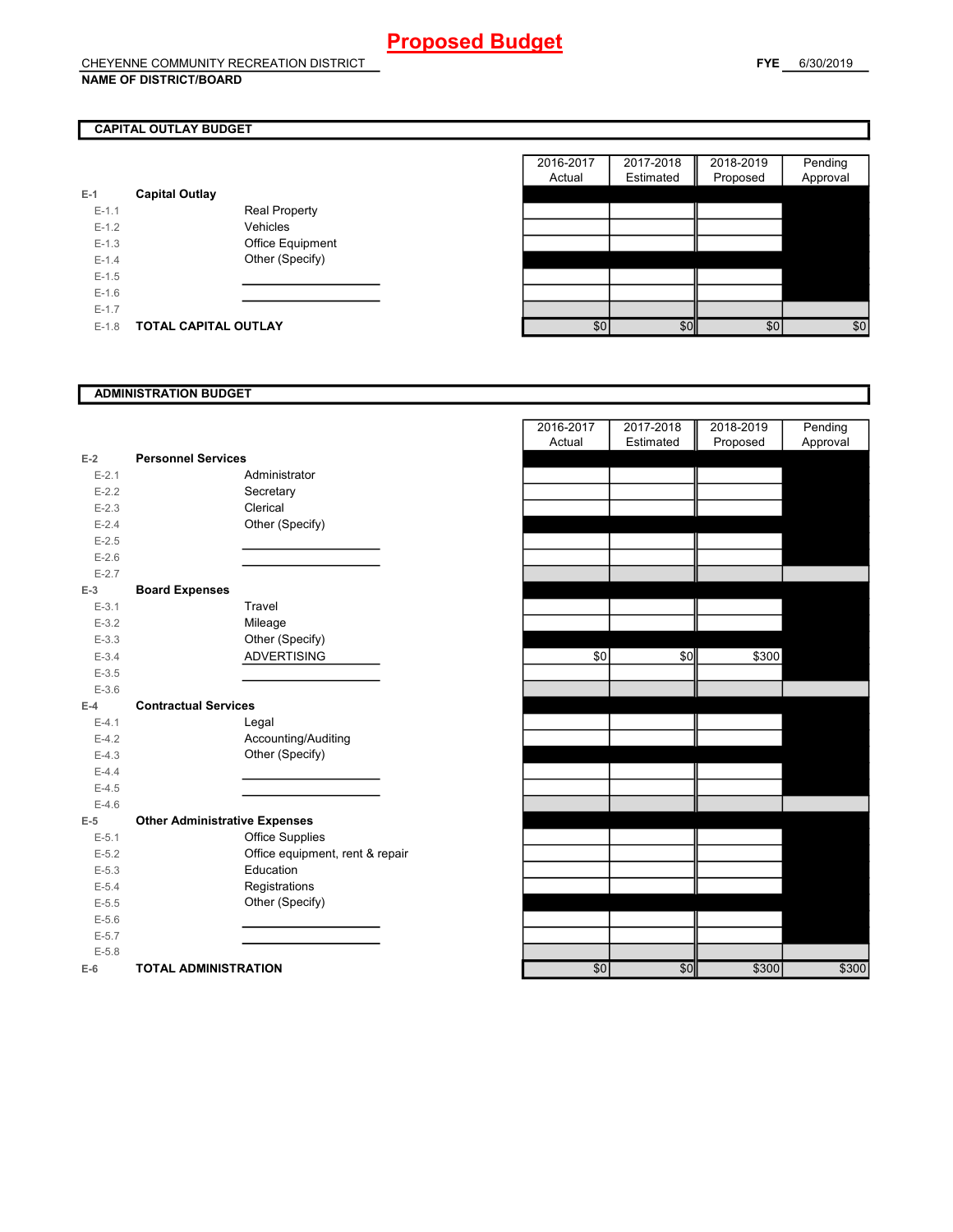# Proposed Budget

CHEYENNE COMMUNITY RECREATION DISTRICT
**NAME OF DISTRICT/BOARD**

**FYE** 6/30/2019

## CAPITAL OUTLAY BUDGET

| | | | 2016-2017 Actual | 2017-2018 Estimated | 2018-2019 Proposed | Pending Approval |
|---|---|---|---|---|---|---|
| E-1 | **Capital Outlay** | | | | | |
| E-1.1 | | Real Property | | | | |
| E-1.2 | | Vehicles | | | | |
| E-1.3 | | Office Equipment | | | | |
| E-1.4 | | Other (Specify) | | | | |
| E-1.5 | | | | | | |
| E-1.6 | | | | | | |
| E-1.7 | | | | | | |
| E-1.8 | **TOTAL CAPITAL OUTLAY** | | $0 | $0 | $0 | $0 |

## ADMINISTRATION BUDGET

| | | | 2016-2017 Actual | 2017-2018 Estimated | 2018-2019 Proposed | Pending Approval |
|---|---|---|---|---|---|---|
| E-2 | **Personnel Services** | | | | | |
| E-2.1 | | Administrator | | | | |
| E-2.2 | | Secretary | | | | |
| E-2.3 | | Clerical | | | | |
| E-2.4 | | Other (Specify) | | | | |
| E-2.5 | | | | | | |
| E-2.6 | | | | | | |
| E-2.7 | | | | | | |
| E-3 | **Board Expenses** | | | | | |
| E-3.1 | | Travel | | | | |
| E-3.2 | | Mileage | | | | |
| E-3.3 | | Other (Specify) | | | | |
| E-3.4 | | ADVERTISING | $0 | $0 | $300 | |
| E-3.5 | | | | | | |
| E-3.6 | | | | | | |
| E-4 | **Contractual Services** | | | | | |
| E-4.1 | | Legal | | | | |
| E-4.2 | | Accounting/Auditing | | | | |
| E-4.3 | | Other (Specify) | | | | |
| E-4.4 | | | | | | |
| E-4.5 | | | | | | |
| E-4.6 | | | | | | |
| E-5 | **Other Administrative Expenses** | | | | | |
| E-5.1 | | Office Supplies | | | | |
| E-5.2 | | Office equipment, rent & repair | | | | |
| E-5.3 | | Education | | | | |
| E-5.4 | | Registrations | | | | |
| E-5.5 | | Other (Specify) | | | | |
| E-5.6 | | | | | | |
| E-5.7 | | | | | | |
| E-5.8 | | | | | | |
| E-6 | **TOTAL ADMINISTRATION** | | $0 | $0 | $300 | $300 |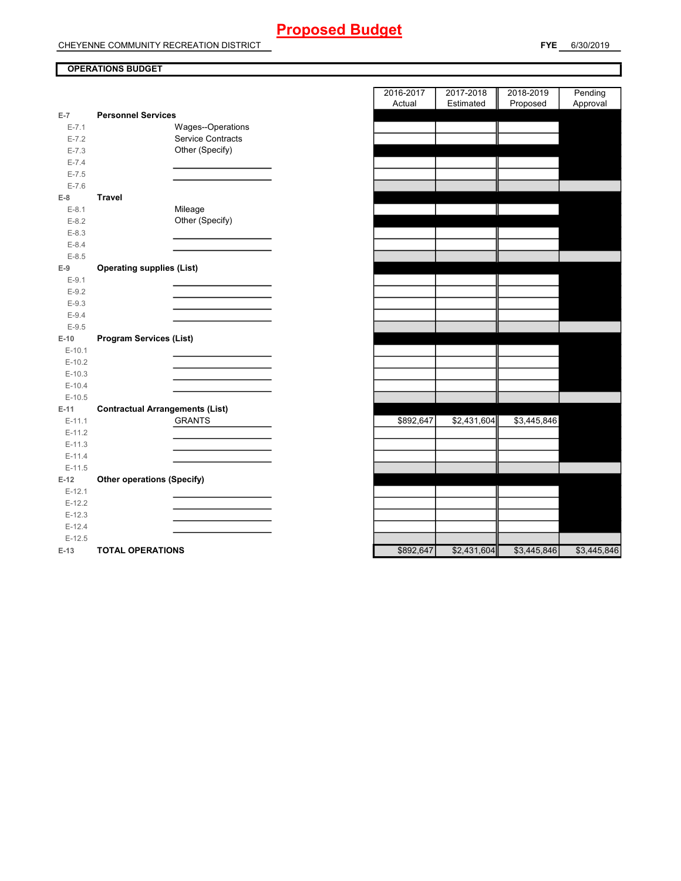# Proposed Budget

CHEYENNE COMMUNITY RECREATION DISTRICT

**FYE** 6/30/2019

**OPERATIONS BUDGET**

| | | 2016-2017 Actual | 2017-2018 Estimated | 2018-2019 Proposed | Pending Approval |
|---|---|---|---|---|---|
| E-7 | **Personnel Services** | | | | |
| E-7.1 | Wages--Operations | | | | |
| E-7.2 | Service Contracts | | | | |
| E-7.3 | Other (Specify) | | | | |
| E-7.4 | | | | | |
| E-7.5 | | | | | |
| E-7.6 | | | | | |
| E-8 | **Travel** | | | | |
| E-8.1 | Mileage | | | | |
| E-8.2 | Other (Specify) | | | | |
| E-8.3 | | | | | |
| E-8.4 | | | | | |
| E-8.5 | | | | | |
| E-9 | **Operating supplies (List)** | | | | |
| E-9.1 | | | | | |
| E-9.2 | | | | | |
| E-9.3 | | | | | |
| E-9.4 | | | | | |
| E-9.5 | | | | | |
| E-10 | **Program Services (List)** | | | | |
| E-10.1 | | | | | |
| E-10.2 | | | | | |
| E-10.3 | | | | | |
| E-10.4 | | | | | |
| E-10.5 | | | | | |
| E-11 | **Contractual Arrangements (List)** | | | | |
| E-11.1 | GRANTS | $892,647 | $2,431,604 | $3,445,846 | |
| E-11.2 | | | | | |
| E-11.3 | | | | | |
| E-11.4 | | | | | |
| E-11.5 | | | | | |
| E-12 | **Other operations (Specify)** | | | | |
| E-12.1 | | | | | |
| E-12.2 | | | | | |
| E-12.3 | | | | | |
| E-12.4 | | | | | |
| E-12.5 | | | | | |
| E-13 | **TOTAL OPERATIONS** | $892,647 | $2,431,604 | $3,445,846 | $3,445,846 |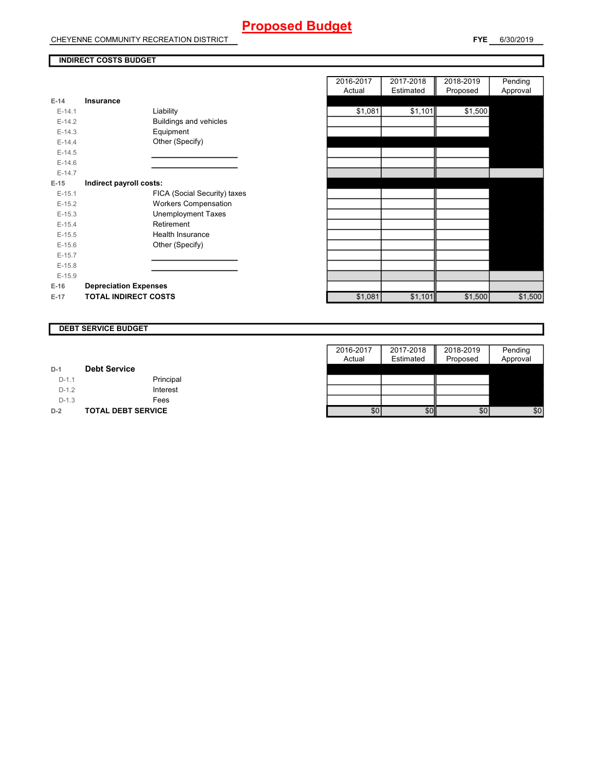# Proposed Budget

CHEYENNE COMMUNITY RECREATION DISTRICT

**FYE** 6/30/2019

## INDIRECT COSTS BUDGET

| | | | 2016-2017 Actual | 2017-2018 Estimated | 2018-2019 Proposed | Pending Approval |
|---|---|---|---|---|---|---|
| E-14 | **Insurance** | | | | | |
| E-14.1 | | Liability | $1,081 | $1,101 | $1,500 | |
| E-14.2 | | Buildings and vehicles | | | | |
| E-14.3 | | Equipment | | | | |
| E-14.4 | | Other (Specify) | | | | |
| E-14.5 | | | | | | |
| E-14.6 | | | | | | |
| E-14.7 | | | | | | |
| E-15 | **Indirect payroll costs:** | | | | | |
| E-15.1 | | FICA (Social Security) taxes | | | | |
| E-15.2 | | Workers Compensation | | | | |
| E-15.3 | | Unemployment Taxes | | | | |
| E-15.4 | | Retirement | | | | |
| E-15.5 | | Health Insurance | | | | |
| E-15.6 | | Other (Specify) | | | | |
| E-15.7 | | | | | | |
| E-15.8 | | | | | | |
| E-15.9 | | | | | | |
| E-16 | **Depreciation Expenses** | | | | | |
| E-17 | **TOTAL INDIRECT COSTS** | | $1,081 | $1,101 | $1,500 | $1,500 |

## DEBT SERVICE BUDGET

| | | | 2016-2017 Actual | 2017-2018 Estimated | 2018-2019 Proposed | Pending Approval |
|---|---|---|---|---|---|---|
| D-1 | **Debt Service** | | | | | |
| D-1.1 | | Principal | | | | |
| D-1.2 | | Interest | | | | |
| D-1.3 | | Fees | | | | |
| D-2 | **TOTAL DEBT SERVICE** | | $0 | $0 | $0 | $0 |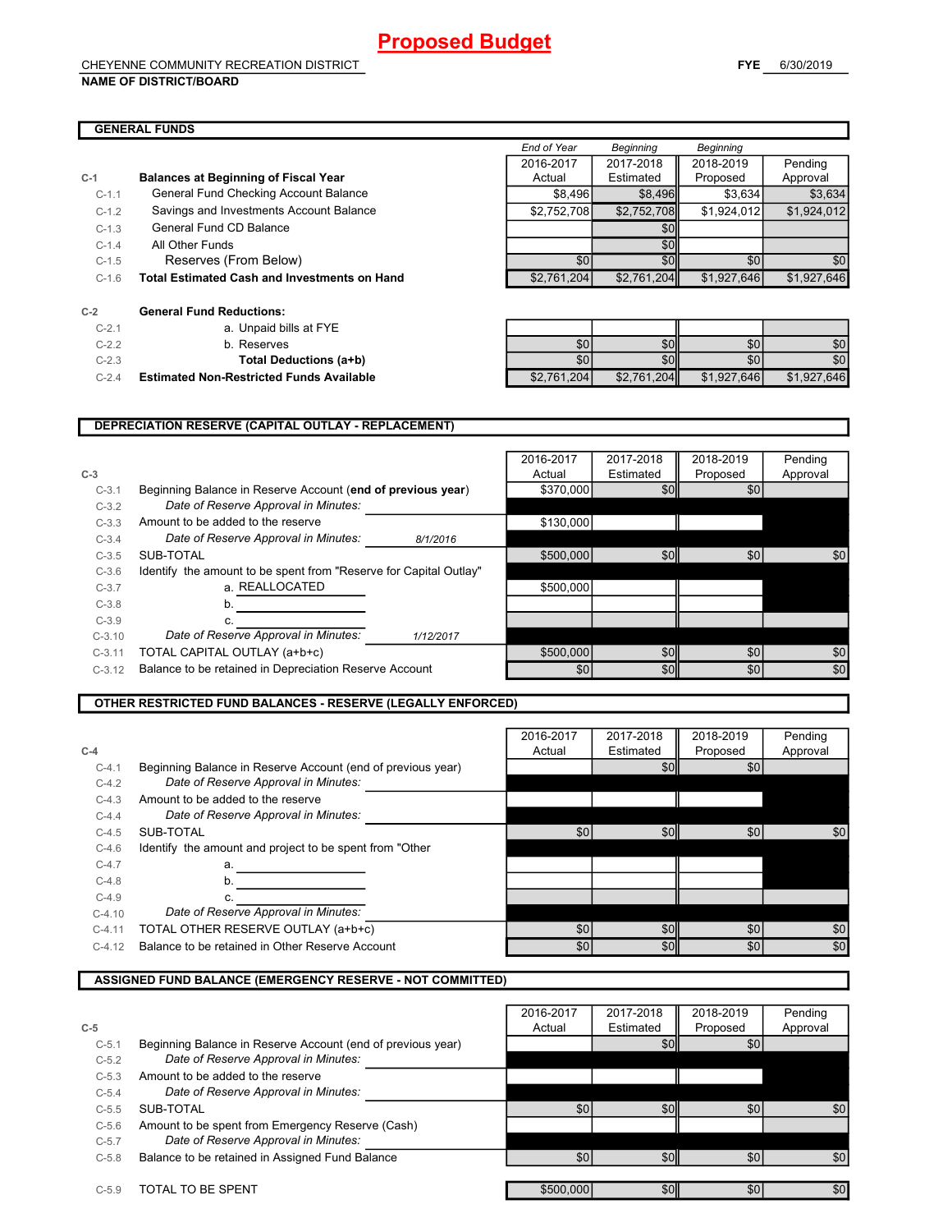# Proposed Budget

CHEYENNE COMMUNITY RECREATION DISTRICT
**NAME OF DISTRICT/BOARD**

**FYE** 6/30/2019

## GENERAL FUNDS

| | | End of Year 2016-2017 Actual | Beginning 2017-2018 Estimated | Beginning 2018-2019 Proposed | Pending Approval |
|---|---|---|---|---|---|
| C-1 | **Balances at Beginning of Fiscal Year** | | | | |
| C-1.1 | General Fund Checking Account Balance | $8,496 | $8,496 | $3,634 | $3,634 |
| C-1.2 | Savings and Investments Account Balance | $2,752,708 | $2,752,708 | $1,924,012 | $1,924,012 |
| C-1.3 | General Fund CD Balance | | $0 | | |
| C-1.4 | All Other Funds | | $0 | | |
| C-1.5 | Reserves (From Below) | $0 | $0 | $0 | $0 |
| C-1.6 | **Total Estimated Cash and Investments on Hand** | $2,761,204 | $2,761,204 | $1,927,646 | $1,927,646 |
| C-2 | **General Fund Reductions:** | | | | |
| C-2.1 | a. Unpaid bills at FYE | | | | |
| C-2.2 | b. Reserves | $0 | $0 | $0 | $0 |
| C-2.3 | **Total Deductions (a+b)** | $0 | $0 | $0 | $0 |
| C-2.4 | **Estimated Non-Restricted Funds Available** | $2,761,204 | $2,761,204 | $1,927,646 | $1,927,646 |

## DEPRECIATION RESERVE (CAPITAL OUTLAY - REPLACEMENT)

| C-3 | | 2016-2017 Actual | 2017-2018 Estimated | 2018-2019 Proposed | Pending Approval |
|---|---|---|---|---|---|
| C-3.1 | Beginning Balance in Reserve Account (**end of previous year**) | $370,000 | $0 | $0 | |
| C-3.2 | *Date of Reserve Approval in Minutes:* | | | | |
| C-3.3 | Amount to be added to the reserve | $130,000 | | | |
| C-3.4 | *Date of Reserve Approval in Minutes:* 8/1/2016 | | | | |
| C-3.5 | SUB-TOTAL | $500,000 | $0 | $0 | $0 |
| C-3.6 | Identify the amount to be spent from "Reserve for Capital Outlay" | | | | |
| C-3.7 | a. REALLOCATED | $500,000 | | | |
| C-3.8 | b. | | | | |
| C-3.9 | c. | | | | |
| C-3.10 | *Date of Reserve Approval in Minutes:* 1/12/2017 | | | | |
| C-3.11 | TOTAL CAPITAL OUTLAY (a+b+c) | $500,000 | $0 | $0 | $0 |
| C-3.12 | Balance to be retained in Depreciation Reserve Account | $0 | $0 | $0 | $0 |

## OTHER RESTRICTED FUND BALANCES - RESERVE (LEGALLY ENFORCED)

| C-4 | | 2016-2017 Actual | 2017-2018 Estimated | 2018-2019 Proposed | Pending Approval |
|---|---|---|---|---|---|
| C-4.1 | Beginning Balance in Reserve Account (end of previous year) | | $0 | $0 | |
| C-4.2 | *Date of Reserve Approval in Minutes:* | | | | |
| C-4.3 | Amount to be added to the reserve | | | | |
| C-4.4 | *Date of Reserve Approval in Minutes:* | | | | |
| C-4.5 | SUB-TOTAL | $0 | $0 | $0 | $0 |
| C-4.6 | Identify the amount and project to be spent from "Other | | | | |
| C-4.7 | a. | | | | |
| C-4.8 | b. | | | | |
| C-4.9 | c. | | | | |
| C-4.10 | *Date of Reserve Approval in Minutes:* | | | | |
| C-4.11 | TOTAL OTHER RESERVE OUTLAY (a+b+c) | $0 | $0 | $0 | $0 |
| C-4.12 | Balance to be retained in Other Reserve Account | $0 | $0 | $0 | $0 |

## ASSIGNED FUND BALANCE (EMERGENCY RESERVE - NOT COMMITTED)

| C-5 | | 2016-2017 Actual | 2017-2018 Estimated | 2018-2019 Proposed | Pending Approval |
|---|---|---|---|---|---|
| C-5.1 | Beginning Balance in Reserve Account (end of previous year) | | $0 | $0 | |
| C-5.2 | *Date of Reserve Approval in Minutes:* | | | | |
| C-5.3 | Amount to be added to the reserve | | | | |
| C-5.4 | *Date of Reserve Approval in Minutes:* | | | | |
| C-5.5 | SUB-TOTAL | $0 | $0 | $0 | $0 |
| C-5.6 | Amount to be spent from Emergency Reserve (Cash) | | | | |
| C-5.7 | *Date of Reserve Approval in Minutes:* | | | | |
| C-5.8 | Balance to be retained in Assigned Fund Balance | $0 | $0 | $0 | $0 |
| C-5.9 | TOTAL TO BE SPENT | $500,000 | $0 | $0 | $0 |